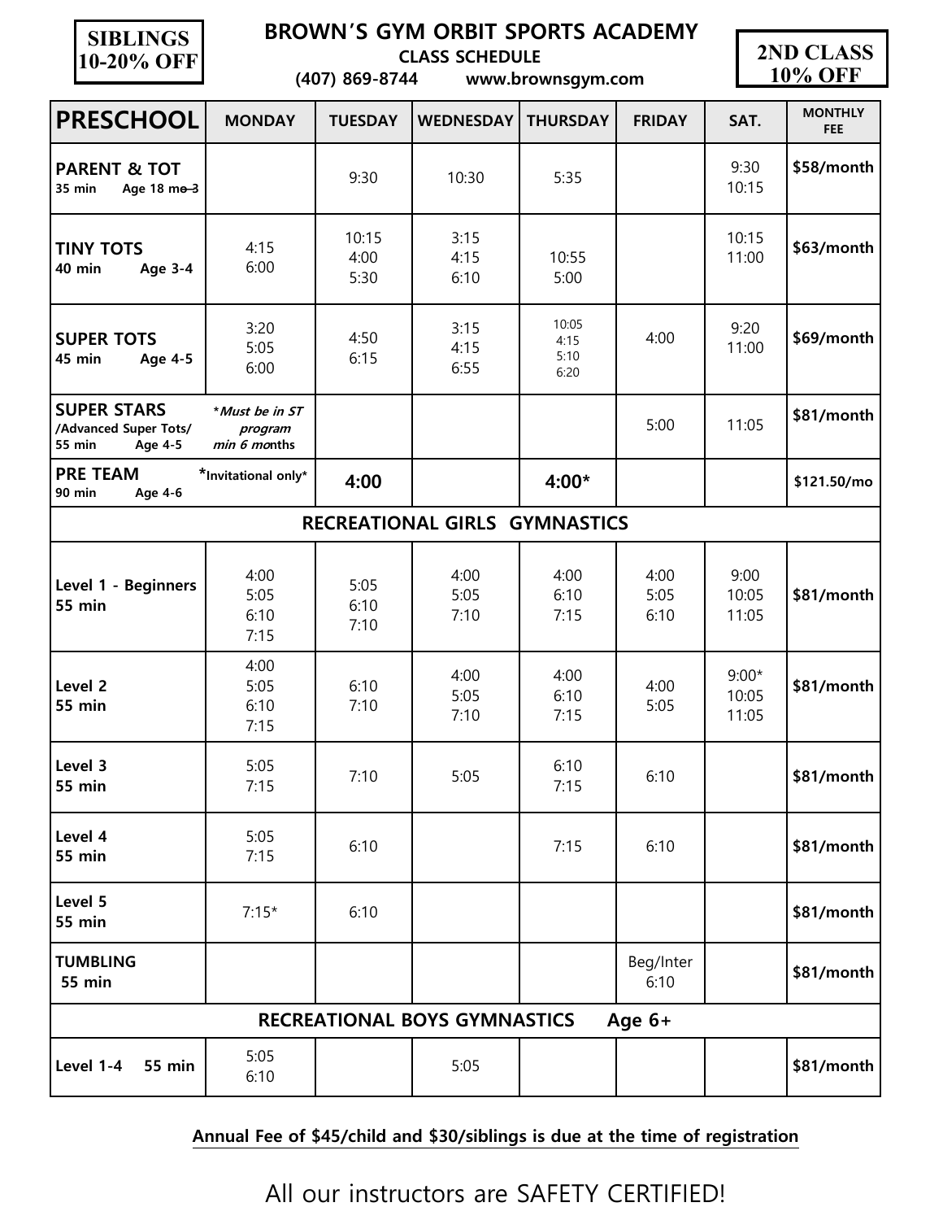**SIBLINGS 10-20% OFF**

# BROWN'S GYM ORBIT SPORTS ACADEMY

**CLASS SCHEDULE**

**(407) 869-8744 www.brownsgym.com**

**2ND CLASS 10% OFF**

| PRESCHOOL | MONDAY | TUESDAY | WEDNESDAY | THURSDAY | FRIDAY | SAT. | MONTHLY FEE |
|---|---|---|---|---|---|---|---|
| **PARENT & TOT** 35 min Age 18 mo-3 | | 9:30 | 10:30 | 5:35 | | 9:30 10:15 | $58/month |
| **TINY TOTS** 40 min Age 3-4 | 4:15 6:00 | 10:15 4:00 5:30 | 3:15 4:15 6:10 | 10:55 5:00 | | 10:15 11:00 | $63/month |
| **SUPER TOTS** 45 min Age 4-5 | 3:20 5:05 6:00 | 4:50 6:15 | 3:15 4:15 6:55 | 10:05 4:15 5:10 6:20 | 4:00 | 9:20 11:00 | $69/month |
| **SUPER STARS** /Advanced Super Tots/ 55 min Age 4-5 | *\*Must be in ST program min 6 months* | | | | 5:00 | 11:05 | $81/month |
| **PRE TEAM** 90 min Age 4-6 | \*Invitational only\* | **4:00** | | **4:00\*** | | | $121.50/mo |
| **RECREATIONAL GIRLS GYMNASTICS** | | | | | | | |
| Level 1 - Beginners 55 min | 4:00 5:05 6:10 7:15 | 5:05 6:10 7:10 | 4:00 5:05 7:10 | 4:00 6:10 7:15 | 4:00 5:05 6:10 | 9:00 10:05 11:05 | $81/month |
| Level 2 55 min | 4:00 5:05 6:10 7:15 | 6:10 7:10 | 4:00 5:05 7:10 | 4:00 6:10 7:15 | 4:00 5:05 | 9:00\* 10:05 11:05 | $81/month |
| Level 3 55 min | 5:05 7:15 | 7:10 | 5:05 | 6:10 7:15 | 6:10 | | $81/month |
| Level 4 55 min | 5:05 7:15 | 6:10 | | 7:15 | 6:10 | | $81/month |
| Level 5 55 min | 7:15\* | 6:10 | | | | | $81/month |
| TUMBLING 55 min | | | | | Beg/Inter 6:10 | | $81/month |
| **RECREATIONAL BOYS GYMNASTICS Age 6+** | | | | | | | |
| Level 1-4 55 min | 5:05 6:10 | | 5:05 | | | | $81/month |

**Annual Fee of $45/child and $30/siblings is due at the time of registration**

All our instructors are SAFETY CERTIFIED!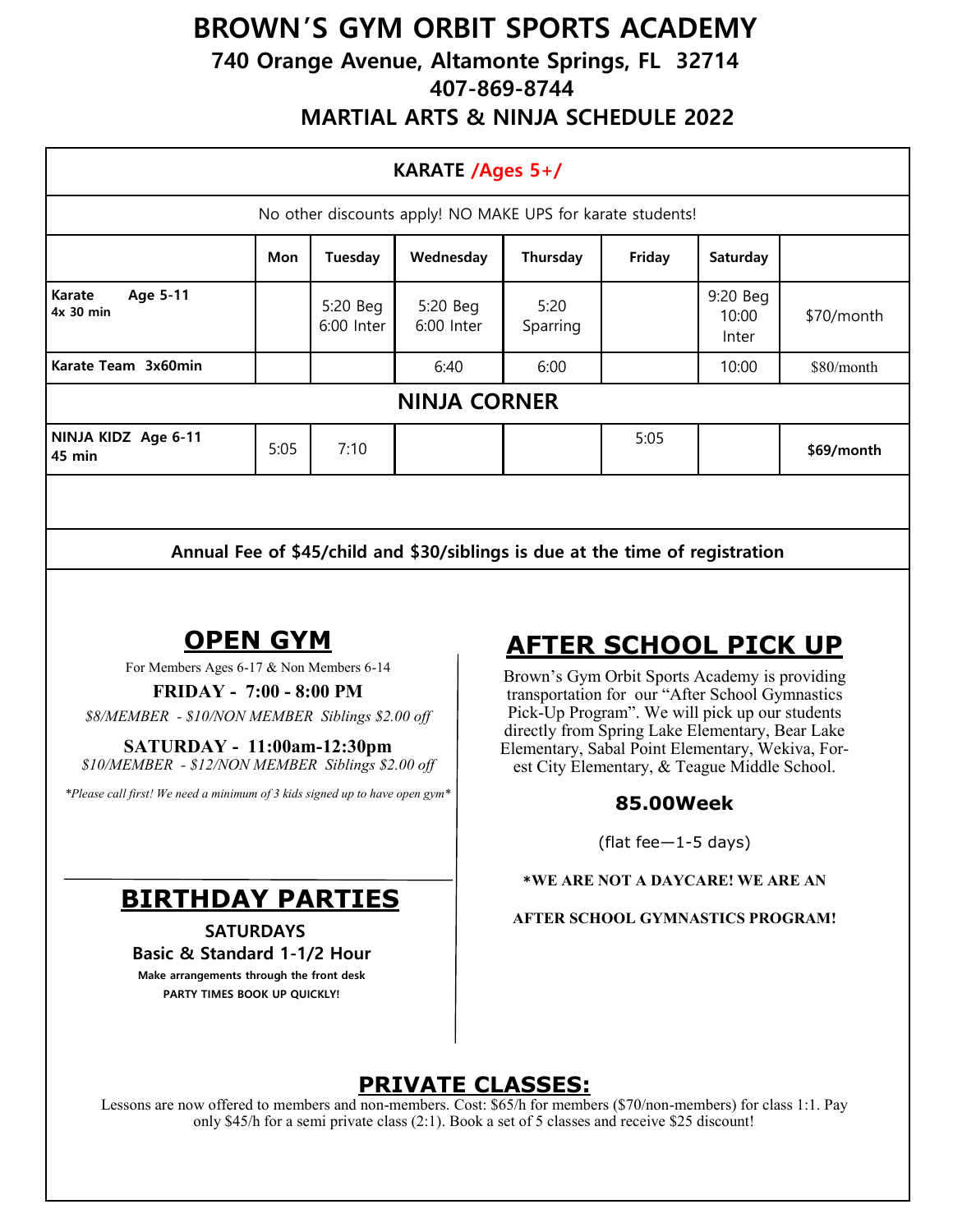# BROWN'S GYM ORBIT SPORTS ACADEMY

**740 Orange Avenue, Altamonte Springs, FL 32714**

**407-869-8744**

**MARTIAL ARTS & NINJA SCHEDULE 2022**

| KARATE /Ages 5+/ | | | | | | | |
|---|---|---|---|---|---|---|---|
| No other discounts apply! NO MAKE UPS for karate students! | | | | | | | |
| | **Mon** | **Tuesday** | **Wednesday** | **Thursday** | **Friday** | **Saturday** | |
| **Karate Age 5-11 4x 30 min** | | 5:20 Beg 6:00 Inter | 5:20 Beg 6:00 Inter | 5:20 Sparring | | 9:20 Beg 10:00 Inter | $70/month |
| **Karate Team 3x60min** | | | 6:40 | 6:00 | | 10:00 | $80/month |
| **NINJA CORNER** | | | | | | | |
| **NINJA KIDZ Age 6-11 45 min** | 5:05 | 7:10 | | | 5:05 | | **$69/month** |

**Annual Fee of $45/child and $30/siblings is due at the time of registration**

## OPEN GYM

For Members Ages 6-17 & Non Members 6-14

**FRIDAY - 7:00 - 8:00 PM**

*$8/MEMBER - $10/NON MEMBER Siblings $2.00 off*

**SATURDAY - 11:00am-12:30pm**

*$10/MEMBER - $12/NON MEMBER Siblings $2.00 off*

*\*Please call first! We need a minimum of 3 kids signed up to have open gym\**

## BIRTHDAY PARTIES

**SATURDAYS**

**Basic & Standard 1-1/2 Hour**

**Make arrangements through the front desk**

**PARTY TIMES BOOK UP QUICKLY!**

## AFTER SCHOOL PICK UP

Brown's Gym Orbit Sports Academy is providing transportation for our "After School Gymnastics Pick-Up Program". We will pick up our students directly from Spring Lake Elementary, Bear Lake Elementary, Sabal Point Elementary, Wekiva, Forest City Elementary, & Teague Middle School.

**85.00Week**

(flat fee—1-5 days)

**\*WE ARE NOT A DAYCARE! WE ARE AN AFTER SCHOOL GYMNASTICS PROGRAM!**

## PRIVATE CLASSES:

Lessons are now offered to members and non-members. Cost: $65/h for members ($70/non-members) for class 1:1. Pay only $45/h for a semi private class (2:1). Book a set of 5 classes and receive $25 discount!